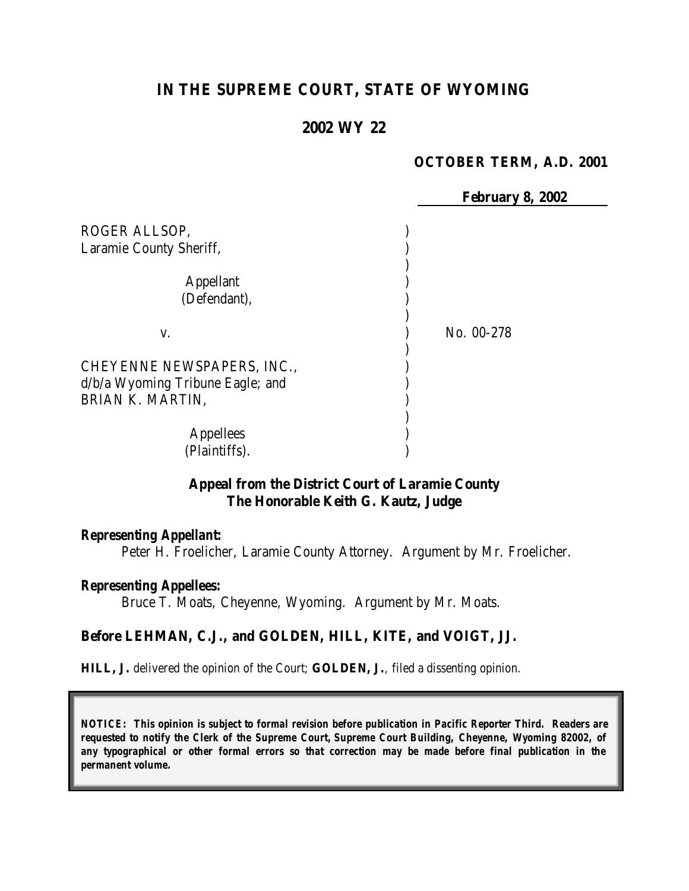# IN THE SUPREME COURT, STATE OF WYOMING

## 2002 WY 22

**OCTOBER TERM, A.D. 2001**

**February 8, 2002**

ROGER ALLSOP,
Laramie County Sheriff,

Appellant
(Defendant),

v.

No. 00-278

CHEYENNE NEWSPAPERS, INC.,
d/b/a Wyoming Tribune Eagle; and
BRIAN K. MARTIN,

Appellees
(Plaintiffs).

**Appeal from the District Court of Laramie County**
**The Honorable Keith G. Kautz, Judge**

***Representing Appellant:***

Peter H. Froelicher, Laramie County Attorney. Argument by Mr. Froelicher.

***Representing Appellees:***

Bruce T. Moats, Cheyenne, Wyoming. Argument by Mr. Moats.

**Before LEHMAN, C.J., and GOLDEN, HILL, KITE, and VOIGT, JJ.**

**HILL, J.** *delivered the opinion of the Court;* **GOLDEN, J.**, *filed a dissenting opinion.*

***NOTICE: This opinion is subject to formal revision before publication in Pacific Reporter Third. Readers are requested to notify the Clerk of the Supreme Court, Supreme Court Building, Cheyenne, Wyoming 82002, of any typographical or other formal errors so that correction may be made before final publication in the permanent volume.***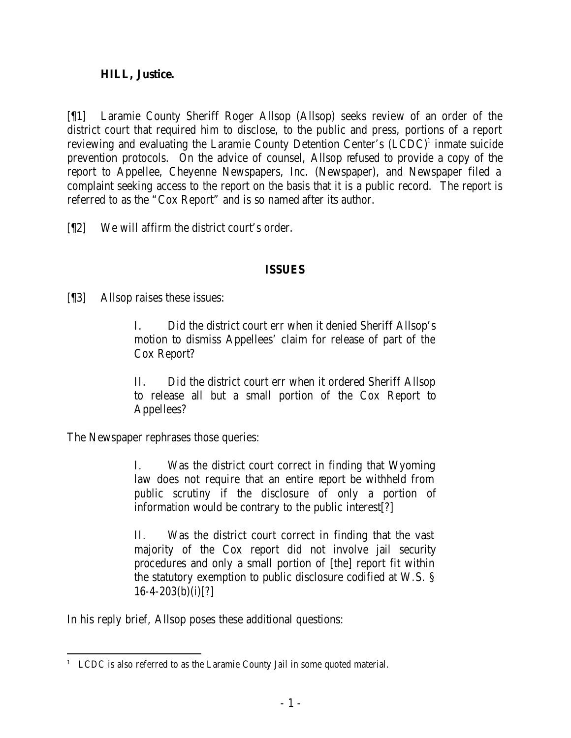**HILL, Justice.**

[¶1] Laramie County Sheriff Roger Allsop (Allsop) seeks review of an order of the district court that required him to disclose, to the public and press, portions of a report reviewing and evaluating the Laramie County Detention Center's (LCDC)[1] inmate suicide prevention protocols. On the advice of counsel, Allsop refused to provide a copy of the report to Appellee, Cheyenne Newspapers, Inc. (Newspaper), and Newspaper filed a complaint seeking access to the report on the basis that it is a public record. The report is referred to as the "Cox Report" and is so named after its author.

[¶2] We will affirm the district court's order.

## ISSUES

[¶3] Allsop raises these issues:

> I. Did the district court err when it denied Sheriff Allsop's motion to dismiss Appellees' claim for release of part of the Cox Report?
>
> II. Did the district court err when it ordered Sheriff Allsop to release all but a small portion of the Cox Report to Appellees?

The Newspaper rephrases those queries:

> I. Was the district court correct in finding that Wyoming law does not require that an entire report be withheld from public scrutiny if the disclosure of only a portion of information would be contrary to the public interest[?]
>
> II. Was the district court correct in finding that the vast majority of the Cox report did not involve jail security procedures and only a small portion of [the] report fit within the statutory exemption to public disclosure codified at W.S. § 16-4-203(b)(i)[?]

In his reply brief, Allsop poses these additional questions:

[1] LCDC is also referred to as the Laramie County Jail in some quoted material.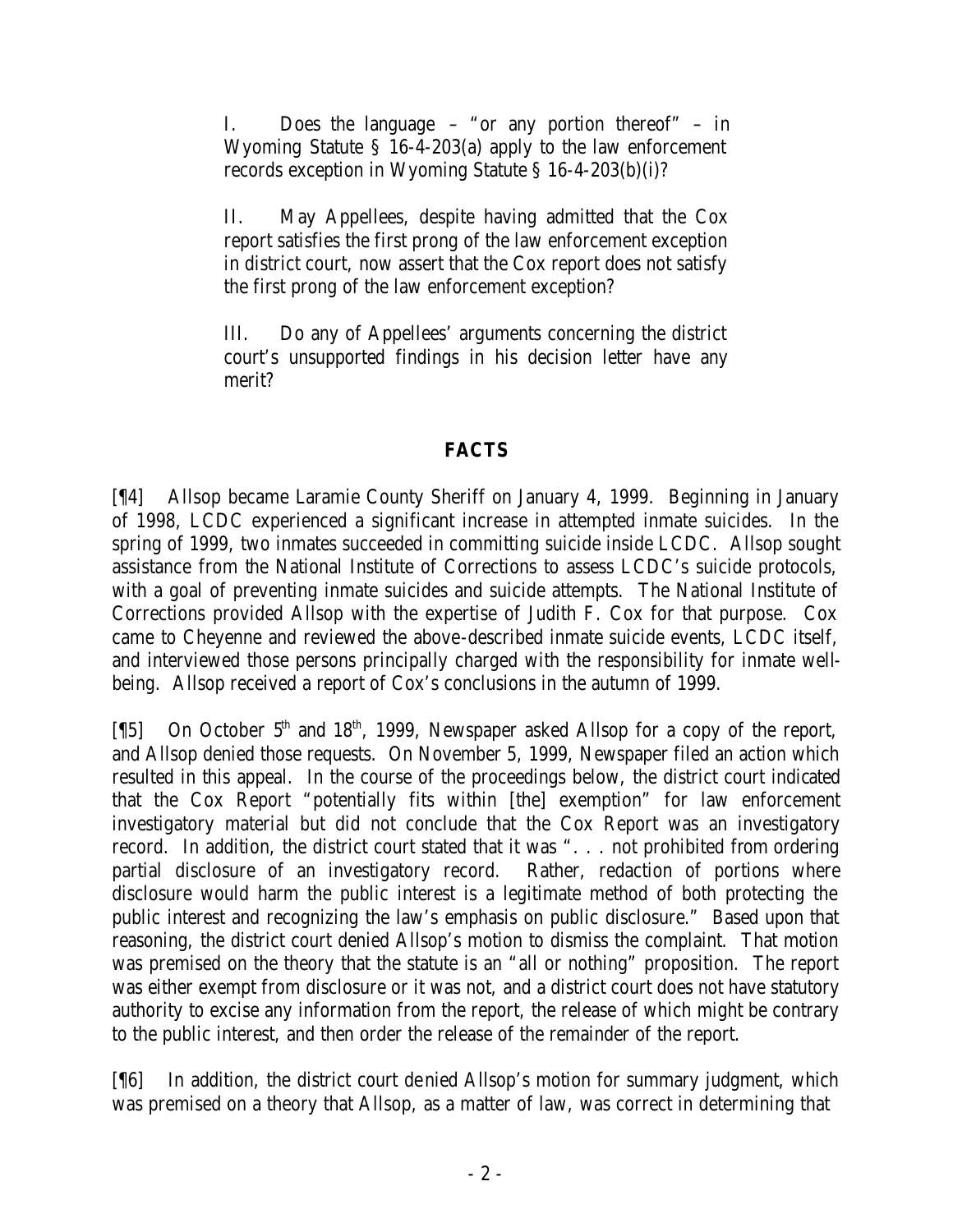> I. Does the language – "or any portion thereof" – in Wyoming Statute § 16-4-203(a) apply to the law enforcement records exception in Wyoming Statute § 16-4-203(b)(i)?
>
> II. May Appellees, despite having admitted that the Cox report satisfies the first prong of the law enforcement exception in district court, now assert that the Cox report does not satisfy the first prong of the law enforcement exception?
>
> III. Do any of Appellees' arguments concerning the district court's unsupported findings in his decision letter have any merit?

## FACTS

[¶4] Allsop became Laramie County Sheriff on January 4, 1999. Beginning in January of 1998, LCDC experienced a significant increase in attempted inmate suicides. In the spring of 1999, two inmates succeeded in committing suicide inside LCDC. Allsop sought assistance from the National Institute of Corrections to assess LCDC's suicide protocols, with a goal of preventing inmate suicides and suicide attempts. The National Institute of Corrections provided Allsop with the expertise of Judith F. Cox for that purpose. Cox came to Cheyenne and reviewed the above-described inmate suicide events, LCDC itself, and interviewed those persons principally charged with the responsibility for inmate well-being. Allsop received a report of Cox's conclusions in the autumn of 1999.

[¶5] On October 5th and 18th, 1999, Newspaper asked Allsop for a copy of the report, and Allsop denied those requests. On November 5, 1999, Newspaper filed an action which resulted in this appeal. In the course of the proceedings below, the district court indicated that the Cox Report "potentially fits within [the] exemption" for law enforcement investigatory material but did not conclude that the Cox Report was an investigatory record. In addition, the district court stated that it was ". . . not prohibited from ordering partial disclosure of an investigatory record. Rather, redaction of portions where disclosure would harm the public interest is a legitimate method of both protecting the public interest and recognizing the law's emphasis on public disclosure." Based upon that reasoning, the district court denied Allsop's motion to dismiss the complaint. That motion was premised on the theory that the statute is an "all or nothing" proposition. The report was either exempt from disclosure or it was not, and a district court does not have statutory authority to excise any information from the report, the release of which might be contrary to the public interest, and then order the release of the remainder of the report.

[¶6] In addition, the district court denied Allsop's motion for summary judgment, which was premised on a theory that Allsop, as a matter of law, was correct in determining that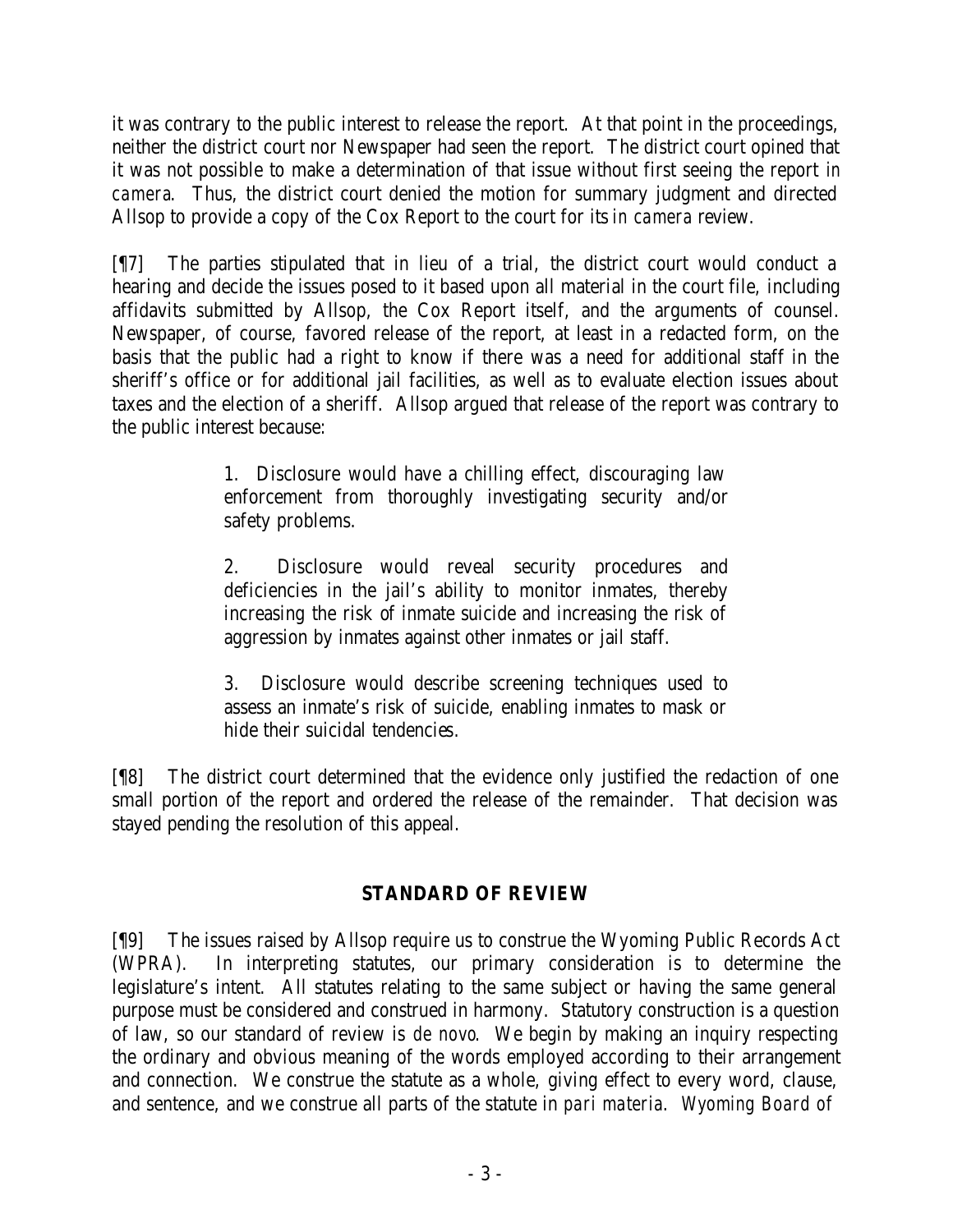it was contrary to the public interest to release the report. At that point in the proceedings, neither the district court nor Newspaper had seen the report. The district court opined that it was not possible to make a determination of that issue without first seeing the report *in camera*. Thus, the district court denied the motion for summary judgment and directed Allsop to provide a copy of the Cox Report to the court for its *in camera* review.

[¶7] The parties stipulated that in lieu of a trial, the district court would conduct a hearing and decide the issues posed to it based upon all material in the court file, including affidavits submitted by Allsop, the Cox Report itself, and the arguments of counsel. Newspaper, of course, favored release of the report, at least in a redacted form, on the basis that the public had a right to know if there was a need for additional staff in the sheriff's office or for additional jail facilities, as well as to evaluate election issues about taxes and the election of a sheriff. Allsop argued that release of the report was contrary to the public interest because:

> 1. Disclosure would have a chilling effect, discouraging law enforcement from thoroughly investigating security and/or safety problems.
>
> 2. Disclosure would reveal security procedures and deficiencies in the jail's ability to monitor inmates, thereby increasing the risk of inmate suicide and increasing the risk of aggression by inmates against other inmates or jail staff.
>
> 3. Disclosure would describe screening techniques used to assess an inmate's risk of suicide, enabling inmates to mask or hide their suicidal tendencies.

[¶8] The district court determined that the evidence only justified the redaction of one small portion of the report and ordered the release of the remainder. That decision was stayed pending the resolution of this appeal.

## STANDARD OF REVIEW

[¶9] The issues raised by Allsop require us to construe the Wyoming Public Records Act (WPRA). In interpreting statutes, our primary consideration is to determine the legislature's intent. All statutes relating to the same subject or having the same general purpose must be considered and construed in harmony. Statutory construction is a question of law, so our standard of review is *de novo*. We begin by making an inquiry respecting the ordinary and obvious meaning of the words employed according to their arrangement and connection. We construe the statute as a whole, giving effect to every word, clause, and sentence, and we construe all parts of the statute in *pari materia*. *Wyoming Board of*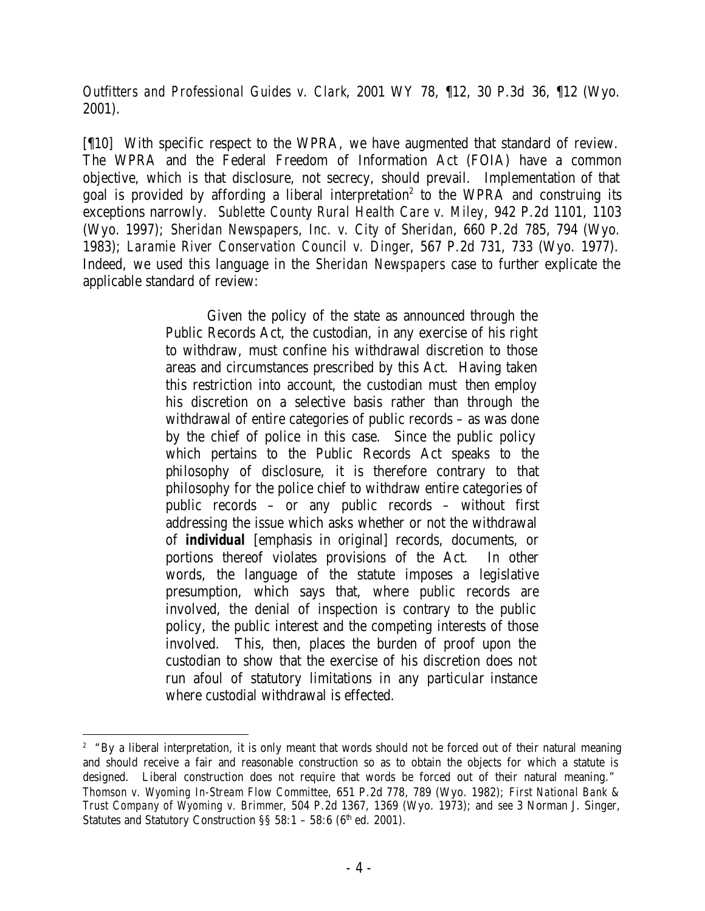*Outfitters and Professional Guides v. Clark*, 2001 WY 78, ¶12, 30 P.3d 36, ¶12 (Wyo. 2001).

[¶10] With specific respect to the WPRA, we have augmented that standard of review. The WPRA and the Federal Freedom of Information Act (FOIA) have a common objective, which is that disclosure, not secrecy, should prevail. Implementation of that goal is provided by affording a liberal interpretation[2] to the WPRA and construing its exceptions narrowly. *Sublette County Rural Health Care v. Miley*, 942 P.2d 1101, 1103 (Wyo. 1997); *Sheridan Newspapers, Inc. v. City of Sheridan*, 660 P.2d 785, 794 (Wyo. 1983); *Laramie River Conservation Council v. Dinger*, 567 P.2d 731, 733 (Wyo. 1977). Indeed, we used this language in the *Sheridan Newspapers* case to further explicate the applicable standard of review:

> Given the policy of the state as announced through the Public Records Act, the custodian, in any exercise of his right to withdraw, must confine his withdrawal discretion to those areas and circumstances prescribed by this Act. Having taken this restriction into account, the custodian must then employ his discretion on a selective basis rather than through the withdrawal of entire categories of public records – as was done by the chief of police in this case. Since the public policy which pertains to the Public Records Act speaks to the philosophy of disclosure, it is therefore contrary to that philosophy for the police chief to withdraw entire categories of public records – or any public records – without first addressing the issue which asks whether or not the withdrawal of **individual** [emphasis in original] records, documents, or portions thereof violates provisions of the Act. In other words, the language of the statute imposes a legislative presumption, which says that, where public records are involved, the denial of inspection is contrary to the public policy, the public interest and the competing interests of those involved. This, then, places the burden of proof upon the custodian to show that the exercise of his discretion does not run afoul of statutory limitations in any particular instance where custodial withdrawal is effected.

---

[2] "By a liberal interpretation, it is only meant that words should not be forced out of their natural meaning and should receive a fair and reasonable construction so as to obtain the objects for which a statute is designed. Liberal construction does not require that words be forced out of their natural meaning." *Thomson v. Wyoming In-Stream Flow Committee*, 651 P.2d 778, 789 (Wyo. 1982); *First National Bank & Trust Company of Wyoming v. Brimmer*, 504 P.2d 1367, 1369 (Wyo. 1973); and *see* 3 Norman J. Singer, Statutes and Statutory Construction §§ 58:1 – 58:6 (6th ed. 2001).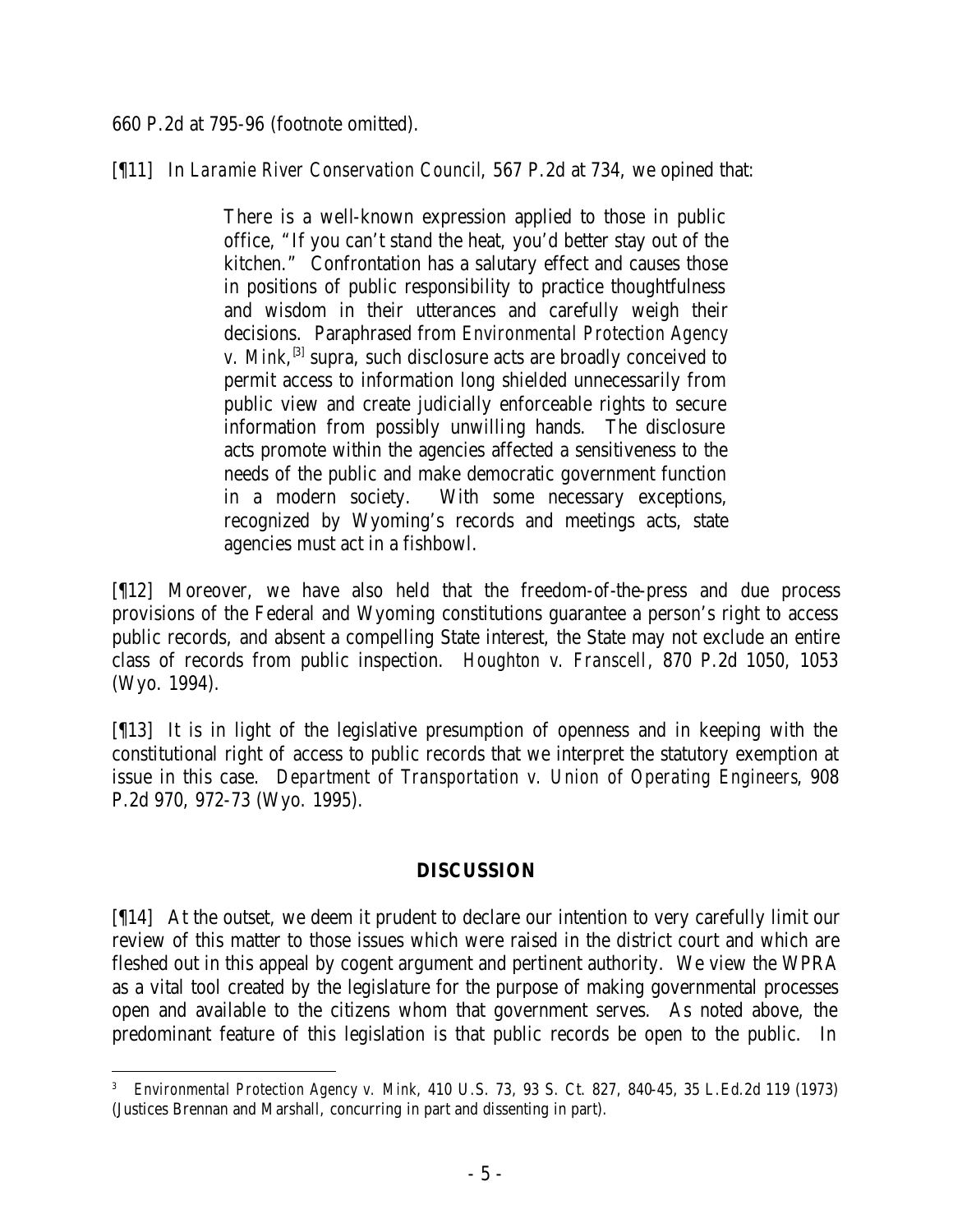660 P.2d at 795-96 (footnote omitted).

[¶11] In *Laramie River Conservation Council*, 567 P.2d at 734, we opined that:

> There is a well-known expression applied to those in public office, "If you can't stand the heat, you'd better stay out of the kitchen." Confrontation has a salutary effect and causes those in positions of public responsibility to practice thoughtfulness and wisdom in their utterances and carefully weigh their decisions. Paraphrased from *Environmental Protection Agency v. Mink*,[3] supra, such disclosure acts are broadly conceived to permit access to information long shielded unnecessarily from public view and create judicially enforceable rights to secure information from possibly unwilling hands. The disclosure acts promote within the agencies affected a sensitiveness to the needs of the public and make democratic government function in a modern society. With some necessary exceptions, recognized by Wyoming's records and meetings acts, state agencies must act in a fishbowl.

[¶12] Moreover, we have also held that the freedom-of-the-press and due process provisions of the Federal and Wyoming constitutions guarantee a person's right to access public records, and absent a compelling State interest, the State may not exclude an entire class of records from public inspection. *Houghton v. Franscell*, 870 P.2d 1050, 1053 (Wyo. 1994).

[¶13] It is in light of the legislative presumption of openness and in keeping with the constitutional right of access to public records that we interpret the statutory exemption at issue in this case. *Department of Transportation v. Union of Operating Engineers*, 908 P.2d 970, 972-73 (Wyo. 1995).

## DISCUSSION

[¶14] At the outset, we deem it prudent to declare our intention to very carefully limit our review of this matter to those issues which were raised in the district court and which are fleshed out in this appeal by cogent argument and pertinent authority. We view the WPRA as a vital tool created by the legislature for the purpose of making governmental processes open and available to the citizens whom that government serves. As noted above, the predominant feature of this legislation is that public records be open to the public. In

---

[3] *Environmental Protection Agency v. Mink*, 410 U.S. 73, 93 S. Ct. 827, 840-45, 35 L.Ed.2d 119 (1973) (Justices Brennan and Marshall, concurring in part and dissenting in part).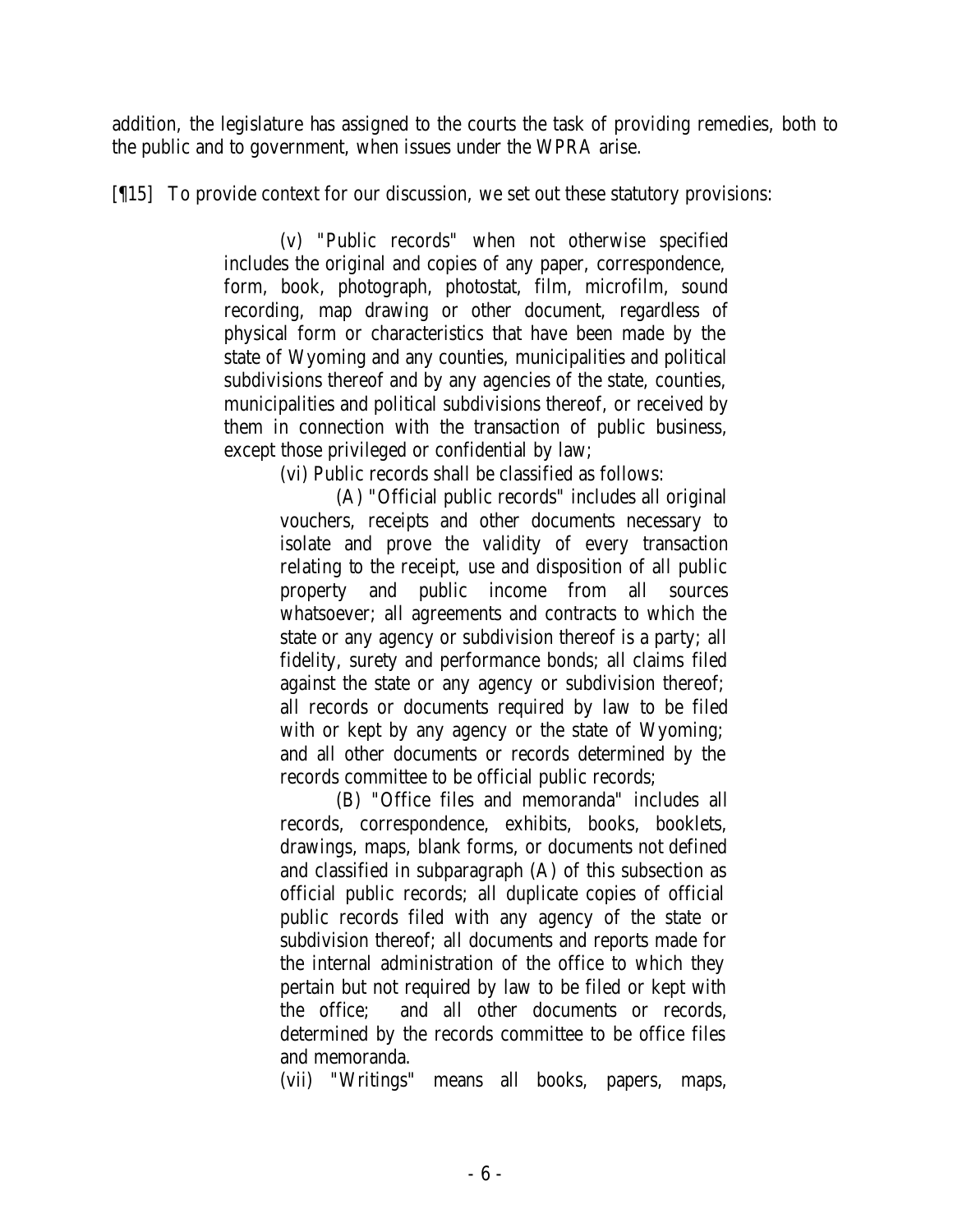addition, the legislature has assigned to the courts the task of providing remedies, both to the public and to government, when issues under the WPRA arise.

[¶15] To provide context for our discussion, we set out these statutory provisions:

> (v) "Public records" when not otherwise specified includes the original and copies of any paper, correspondence, form, book, photograph, photostat, film, microfilm, sound recording, map drawing or other document, regardless of physical form or characteristics that have been made by the state of Wyoming and any counties, municipalities and political subdivisions thereof and by any agencies of the state, counties, municipalities and political subdivisions thereof, or received by them in connection with the transaction of public business, except those privileged or confidential by law;
>
> (vi) Public records shall be classified as follows:
>
> (A) "Official public records" includes all original vouchers, receipts and other documents necessary to isolate and prove the validity of every transaction relating to the receipt, use and disposition of all public property and public income from all sources whatsoever; all agreements and contracts to which the state or any agency or subdivision thereof is a party; all fidelity, surety and performance bonds; all claims filed against the state or any agency or subdivision thereof; all records or documents required by law to be filed with or kept by any agency or the state of Wyoming; and all other documents or records determined by the records committee to be official public records;
>
> (B) "Office files and memoranda" includes all records, correspondence, exhibits, books, booklets, drawings, maps, blank forms, or documents not defined and classified in subparagraph (A) of this subsection as official public records; all duplicate copies of official public records filed with any agency of the state or subdivision thereof; all documents and reports made for the internal administration of the office to which they pertain but not required by law to be filed or kept with the office; and all other documents or records, determined by the records committee to be office files and memoranda.
>
> (vii) "Writings" means all books, papers, maps,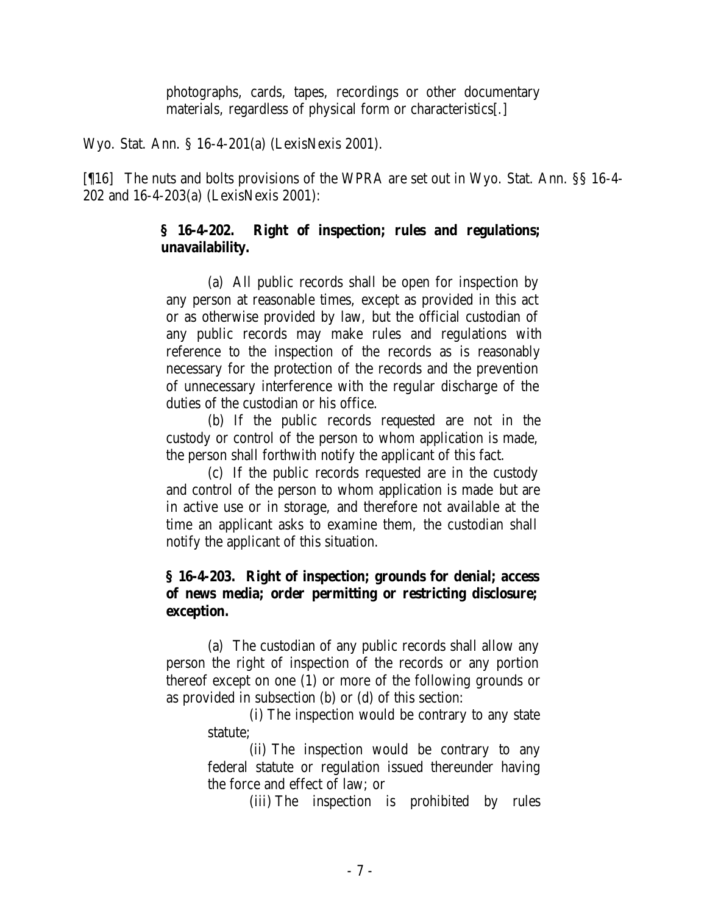> photographs, cards, tapes, recordings or other documentary materials, regardless of physical form or characteristics[.]

Wyo. Stat. Ann. § 16-4-201(a) (LexisNexis 2001).

[¶16] The nuts and bolts provisions of the WPRA are set out in Wyo. Stat. Ann. §§ 16-4-202 and 16-4-203(a) (LexisNexis 2001):

> **§ 16-4-202. Right of inspection; rules and regulations; unavailability.**
>
> (a) All public records shall be open for inspection by any person at reasonable times, except as provided in this act or as otherwise provided by law, but the official custodian of any public records may make rules and regulations with reference to the inspection of the records as is reasonably necessary for the protection of the records and the prevention of unnecessary interference with the regular discharge of the duties of the custodian or his office.
>
> (b) If the public records requested are not in the custody or control of the person to whom application is made, the person shall forthwith notify the applicant of this fact.
>
> (c) If the public records requested are in the custody and control of the person to whom application is made but are in active use or in storage, and therefore not available at the time an applicant asks to examine them, the custodian shall notify the applicant of this situation.
>
> **§ 16-4-203. Right of inspection; grounds for denial; access of news media; order permitting or restricting disclosure; exception.**
>
> (a) The custodian of any public records shall allow any person the right of inspection of the records or any portion thereof except on one (1) or more of the following grounds or as provided in subsection (b) or (d) of this section:
>
> (i) The inspection would be contrary to any state statute;
>
> (ii) The inspection would be contrary to any federal statute or regulation issued thereunder having the force and effect of law; or
>
> (iii) The inspection is prohibited by rules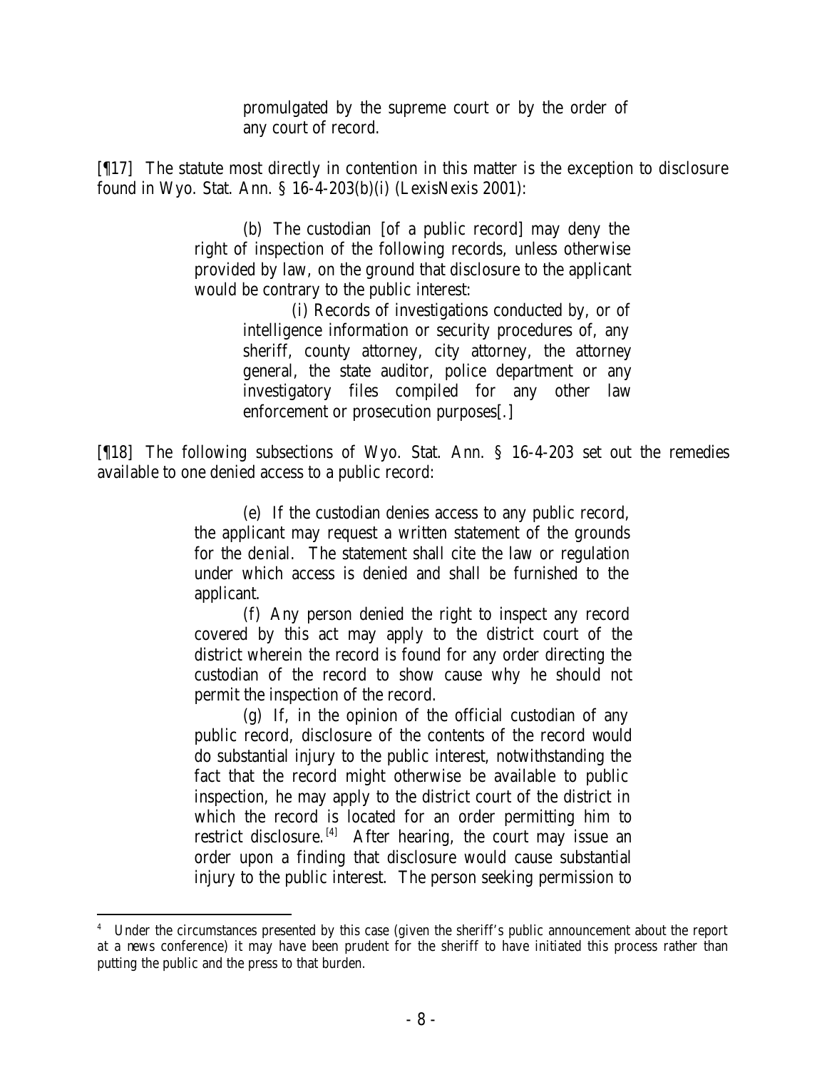> promulgated by the supreme court or by the order of any court of record.

[¶17] The statute most directly in contention in this matter is the exception to disclosure found in Wyo. Stat. Ann. § 16-4-203(b)(i) (LexisNexis 2001):

> (b) The custodian [of a public record] may deny the right of inspection of the following records, unless otherwise provided by law, on the ground that disclosure to the applicant would be contrary to the public interest:
>
> > (i) Records of investigations conducted by, or of intelligence information or security procedures of, any sheriff, county attorney, city attorney, the attorney general, the state auditor, police department or any investigatory files compiled for any other law enforcement or prosecution purposes[.]

[¶18] The following subsections of Wyo. Stat. Ann. § 16-4-203 set out the remedies available to one denied access to a public record:

> (e) If the custodian denies access to any public record, the applicant may request a written statement of the grounds for the denial. The statement shall cite the law or regulation under which access is denied and shall be furnished to the applicant.
>
> (f) Any person denied the right to inspect any record covered by this act may apply to the district court of the district wherein the record is found for any order directing the custodian of the record to show cause why he should not permit the inspection of the record.
>
> (g) If, in the opinion of the official custodian of any public record, disclosure of the contents of the record would do substantial injury to the public interest, notwithstanding the fact that the record might otherwise be available to public inspection, he may apply to the district court of the district in which the record is located for an order permitting him to restrict disclosure.[4] After hearing, the court may issue an order upon a finding that disclosure would cause substantial injury to the public interest. The person seeking permission to

---

[4] Under the circumstances presented by this case (given the sheriff's public announcement about the report at a news conference) it may have been prudent for the sheriff to have initiated this process rather than putting the public and the press to that burden.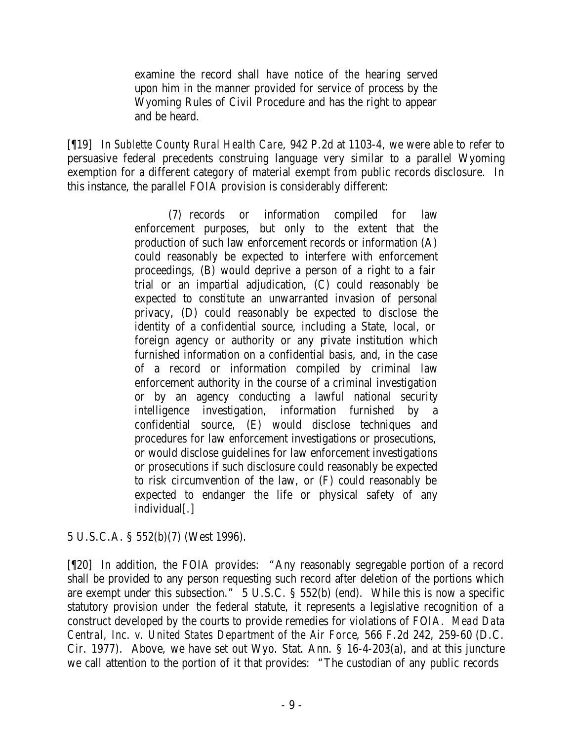examine the record shall have notice of the hearing served upon him in the manner provided for service of process by the Wyoming Rules of Civil Procedure and has the right to appear and be heard.

[¶19] In *Sublette County Rural Health Care*, 942 P.2d at 1103-4, we were able to refer to persuasive federal precedents construing language very similar to a parallel Wyoming exemption for a different category of material exempt from public records disclosure. In this instance, the parallel FOIA provision is considerably different:

> (7) records or information compiled for law enforcement purposes, but only to the extent that the production of such law enforcement records or information (A) could reasonably be expected to interfere with enforcement proceedings, (B) would deprive a person of a right to a fair trial or an impartial adjudication, (C) could reasonably be expected to constitute an unwarranted invasion of personal privacy, (D) could reasonably be expected to disclose the identity of a confidential source, including a State, local, or foreign agency or authority or any private institution which furnished information on a confidential basis, and, in the case of a record or information compiled by criminal law enforcement authority in the course of a criminal investigation or by an agency conducting a lawful national security intelligence investigation, information furnished by a confidential source, (E) would disclose techniques and procedures for law enforcement investigations or prosecutions, or would disclose guidelines for law enforcement investigations or prosecutions if such disclosure could reasonably be expected to risk circumvention of the law, or (F) could reasonably be expected to endanger the life or physical safety of any individual[.]

5 U.S.C.A. § 552(b)(7) (West 1996).

[¶20] In addition, the FOIA provides: "Any reasonably segregable portion of a record shall be provided to any person requesting such record after deletion of the portions which are exempt under this subsection." 5 U.S.C. § 552(b) (end). While this is now a specific statutory provision under the federal statute, it represents a legislative recognition of a construct developed by the courts to provide remedies for violations of FOIA. *Mead Data Central, Inc. v. United States Department of the Air Force*, 566 F.2d 242, 259-60 (D.C. Cir. 1977). Above, we have set out Wyo. Stat. Ann. § 16-4-203(a), and at this juncture we call attention to the portion of it that provides: "The custodian of any public records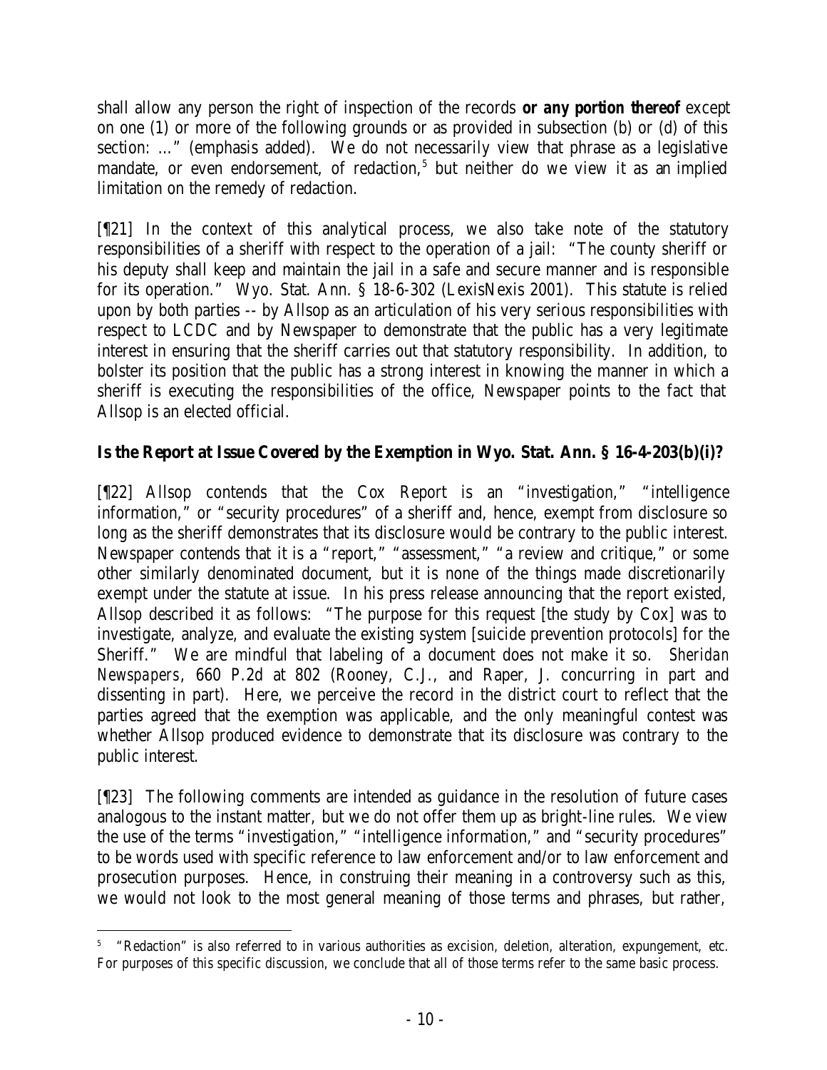shall allow any person the right of inspection of the records **or any portion thereof** except on one (1) or more of the following grounds or as provided in subsection (b) or (d) of this section: …" (emphasis added). We do not necessarily view that phrase as a legislative mandate, or even endorsement, of redaction,[5] but neither do we view it as an implied limitation on the remedy of redaction.

[¶21] In the context of this analytical process, we also take note of the statutory responsibilities of a sheriff with respect to the operation of a jail: "The county sheriff or his deputy shall keep and maintain the jail in a safe and secure manner and is responsible for its operation." Wyo. Stat. Ann. § 18-6-302 (LexisNexis 2001). This statute is relied upon by both parties -- by Allsop as an articulation of his very serious responsibilities with respect to LCDC and by Newspaper to demonstrate that the public has a very legitimate interest in ensuring that the sheriff carries out that statutory responsibility. In addition, to bolster its position that the public has a strong interest in knowing the manner in which a sheriff is executing the responsibilities of the office, Newspaper points to the fact that Allsop is an elected official.

**Is the Report at Issue Covered by the Exemption in Wyo. Stat. Ann. § 16-4-203(b)(i)?**

[¶22] Allsop contends that the Cox Report is an "investigation," "intelligence information," or "security procedures" of a sheriff and, hence, exempt from disclosure so long as the sheriff demonstrates that its disclosure would be contrary to the public interest. Newspaper contends that it is a "report," "assessment," "a review and critique," or some other similarly denominated document, but it is none of the things made discretionarily exempt under the statute at issue. In his press release announcing that the report existed, Allsop described it as follows: "The purpose for this request [the study by Cox] was to investigate, analyze, and evaluate the existing system [suicide prevention protocols] for the Sheriff." We are mindful that labeling of a document does not make it so. *Sheridan Newspapers*, 660 P.2d at 802 (Rooney, C.J., and Raper, J. concurring in part and dissenting in part). Here, we perceive the record in the district court to reflect that the parties agreed that the exemption was applicable, and the only meaningful contest was whether Allsop produced evidence to demonstrate that its disclosure was contrary to the public interest.

[¶23] The following comments are intended as guidance in the resolution of future cases analogous to the instant matter, but we do not offer them up as bright-line rules. We view the use of the terms "investigation," "intelligence information," and "security procedures" to be words used with specific reference to law enforcement and/or to law enforcement and prosecution purposes. Hence, in construing their meaning in a controversy such as this, we would not look to the most general meaning of those terms and phrases, but rather,

[5] "Redaction" is also referred to in various authorities as excision, deletion, alteration, expungement, etc. For purposes of this specific discussion, we conclude that all of those terms refer to the same basic process.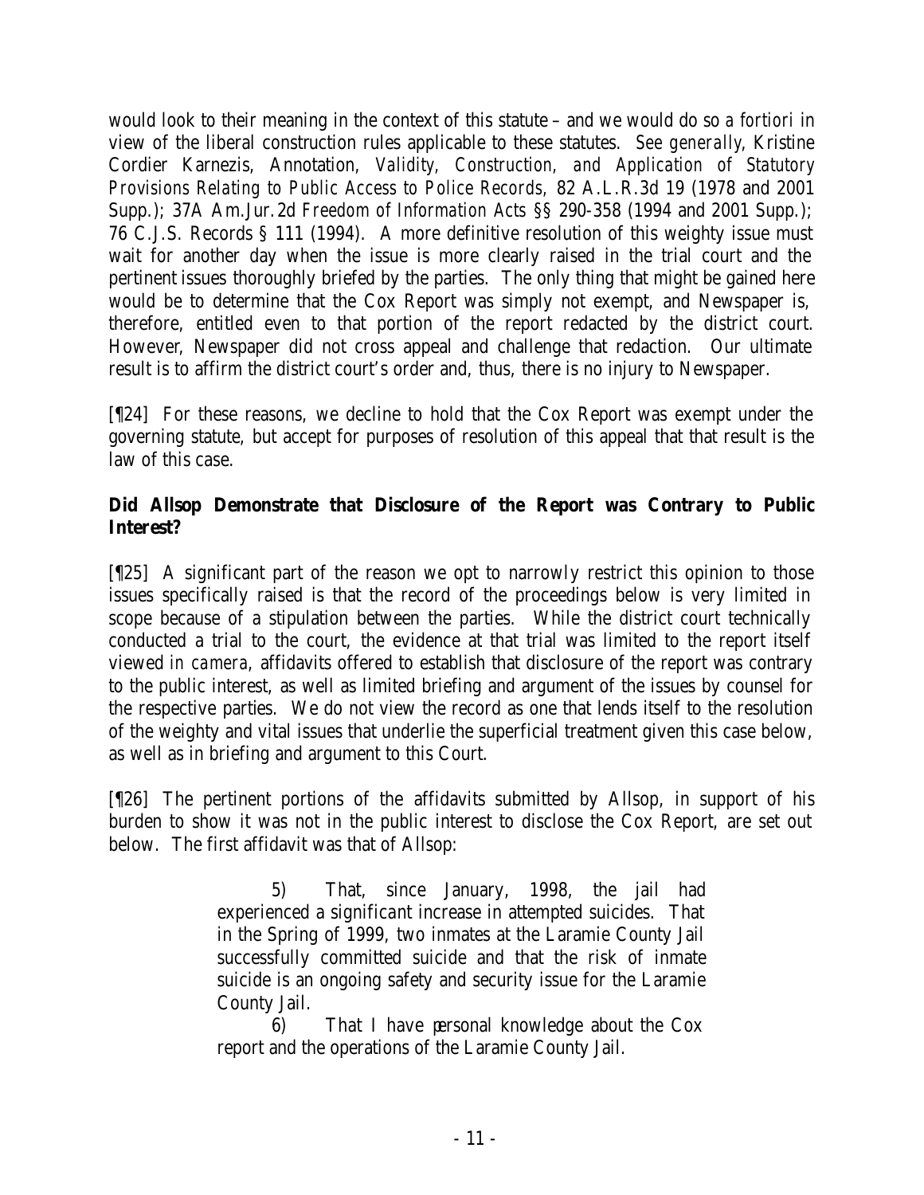would look to their meaning in the context of this statute – and we would do so *a fortiori* in view of the liberal construction rules applicable to these statutes. *See generally*, Kristine Cordier Karnezis, Annotation, *Validity, Construction, and Application of Statutory Provisions Relating to Public Access to Police Records,* 82 A.L.R.3d 19 (1978 and 2001 Supp.); 37A Am.Jur.2d *Freedom of Information Acts* §§ 290-358 (1994 and 2001 Supp.); 76 C.J.S. Records § 111 (1994). A more definitive resolution of this weighty issue must wait for another day when the issue is more clearly raised in the trial court and the pertinent issues thoroughly briefed by the parties. The only thing that might be gained here would be to determine that the Cox Report was simply not exempt, and Newspaper is, therefore, entitled even to that portion of the report redacted by the district court. However, Newspaper did not cross appeal and challenge that redaction. Our ultimate result is to affirm the district court's order and, thus, there is no injury to Newspaper.

[¶24] For these reasons, we decline to hold that the Cox Report was exempt under the governing statute, but accept for purposes of resolution of this appeal that that result is the law of this case.

**Did Allsop Demonstrate that Disclosure of the Report was Contrary to Public Interest?**

[¶25] A significant part of the reason we opt to narrowly restrict this opinion to those issues specifically raised is that the record of the proceedings below is very limited in scope because of a stipulation between the parties. While the district court technically conducted a trial to the court, the evidence at that trial was limited to the report itself viewed *in camera*, affidavits offered to establish that disclosure of the report was contrary to the public interest, as well as limited briefing and argument of the issues by counsel for the respective parties. We do not view the record as one that lends itself to the resolution of the weighty and vital issues that underlie the superficial treatment given this case below, as well as in briefing and argument to this Court.

[¶26] The pertinent portions of the affidavits submitted by Allsop, in support of his burden to show it was not in the public interest to disclose the Cox Report, are set out below. The first affidavit was that of Allsop:

> 5) That, since January, 1998, the jail had experienced a significant increase in attempted suicides. That in the Spring of 1999, two inmates at the Laramie County Jail successfully committed suicide and that the risk of inmate suicide is an ongoing safety and security issue for the Laramie County Jail.
>
> 6) That I have personal knowledge about the Cox report and the operations of the Laramie County Jail.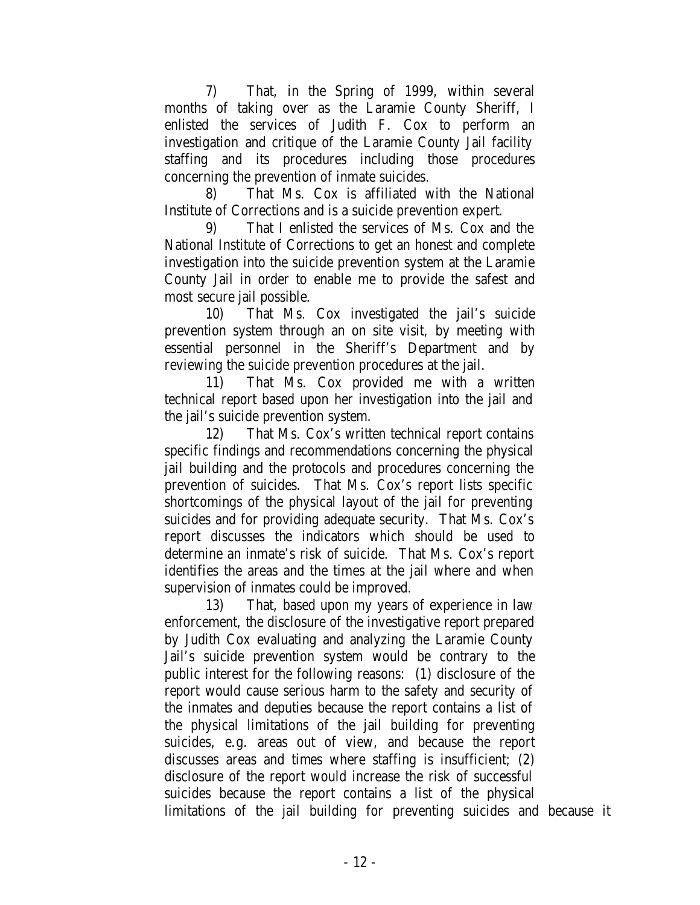7) That, in the Spring of 1999, within several months of taking over as the Laramie County Sheriff, I enlisted the services of Judith F. Cox to perform an investigation and critique of the Laramie County Jail facility staffing and its procedures including those procedures concerning the prevention of inmate suicides.

8) That Ms. Cox is affiliated with the National Institute of Corrections and is a suicide prevention expert.

9) That I enlisted the services of Ms. Cox and the National Institute of Corrections to get an honest and complete investigation into the suicide prevention system at the Laramie County Jail in order to enable me to provide the safest and most secure jail possible.

10) That Ms. Cox investigated the jail's suicide prevention system through an on site visit, by meeting with essential personnel in the Sheriff's Department and by reviewing the suicide prevention procedures at the jail.

11) That Ms. Cox provided me with a written technical report based upon her investigation into the jail and the jail's suicide prevention system.

12) That Ms. Cox's written technical report contains specific findings and recommendations concerning the physical jail building and the protocols and procedures concerning the prevention of suicides. That Ms. Cox's report lists specific shortcomings of the physical layout of the jail for preventing suicides and for providing adequate security. That Ms. Cox's report discusses the indicators which should be used to determine an inmate's risk of suicide. That Ms. Cox's report identifies the areas and the times at the jail where and when supervision of inmates could be improved.

13) That, based upon my years of experience in law enforcement, the disclosure of the investigative report prepared by Judith Cox evaluating and analyzing the Laramie County Jail's suicide prevention system would be contrary to the public interest for the following reasons: (1) disclosure of the report would cause serious harm to the safety and security of the inmates and deputies because the report contains a list of the physical limitations of the jail building for preventing suicides, e.g. areas out of view, and because the report discusses areas and times where staffing is insufficient; (2) disclosure of the report would increase the risk of successful suicides because the report contains a list of the physical limitations of the jail building for preventing suicides and because it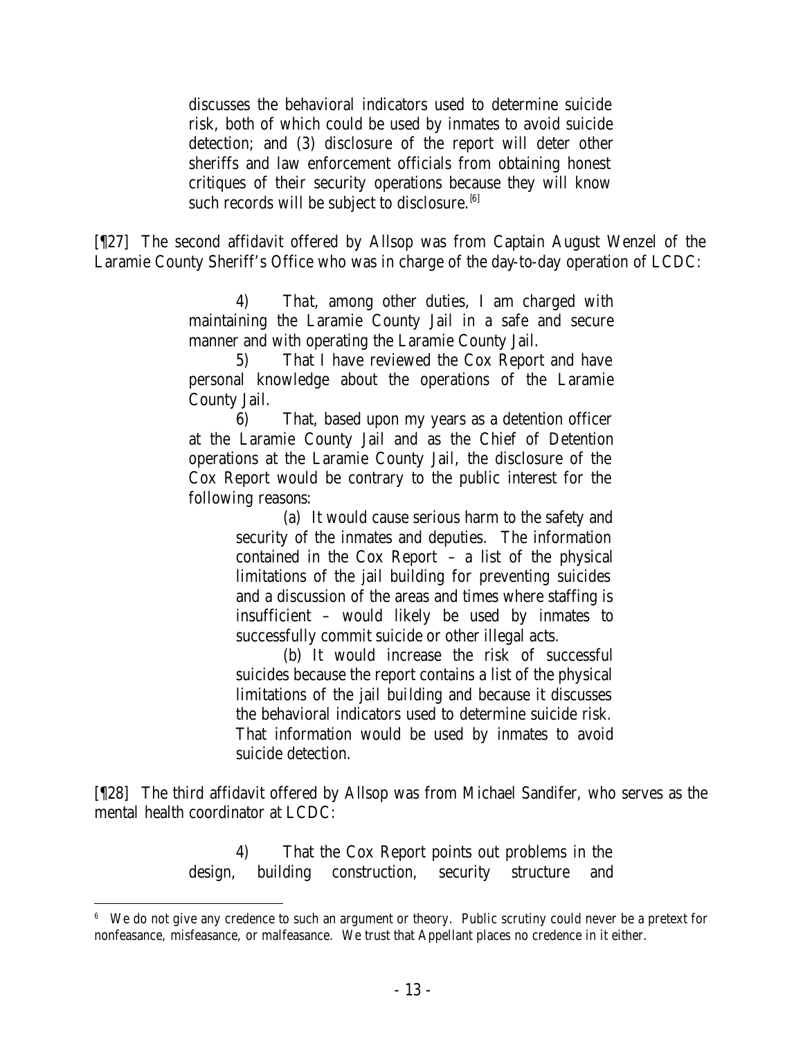> discusses the behavioral indicators used to determine suicide risk, both of which could be used by inmates to avoid suicide detection; and (3) disclosure of the report will deter other sheriffs and law enforcement officials from obtaining honest critiques of their security operations because they will know such records will be subject to disclosure.[6]

[¶27] The second affidavit offered by Allsop was from Captain August Wenzel of the Laramie County Sheriff's Office who was in charge of the day-to-day operation of LCDC:

> 4) That, among other duties, I am charged with maintaining the Laramie County Jail in a safe and secure manner and with operating the Laramie County Jail.
>
> 5) That I have reviewed the Cox Report and have personal knowledge about the operations of the Laramie County Jail.
>
> 6) That, based upon my years as a detention officer at the Laramie County Jail and as the Chief of Detention operations at the Laramie County Jail, the disclosure of the Cox Report would be contrary to the public interest for the following reasons:
>
> > (a) It would cause serious harm to the safety and security of the inmates and deputies. The information contained in the Cox Report – a list of the physical limitations of the jail building for preventing suicides and a discussion of the areas and times where staffing is insufficient – would likely be used by inmates to successfully commit suicide or other illegal acts.
> >
> > (b) It would increase the risk of successful suicides because the report contains a list of the physical limitations of the jail building and because it discusses the behavioral indicators used to determine suicide risk. That information would be used by inmates to avoid suicide detection.

[¶28] The third affidavit offered by Allsop was from Michael Sandifer, who serves as the mental health coordinator at LCDC:

> 4) That the Cox Report points out problems in the design, building construction, security structure and

---

[6] We do not give any credence to such an argument or theory. Public scrutiny could never be a pretext for nonfeasance, misfeasance, or malfeasance. We trust that Appellant places no credence in it either.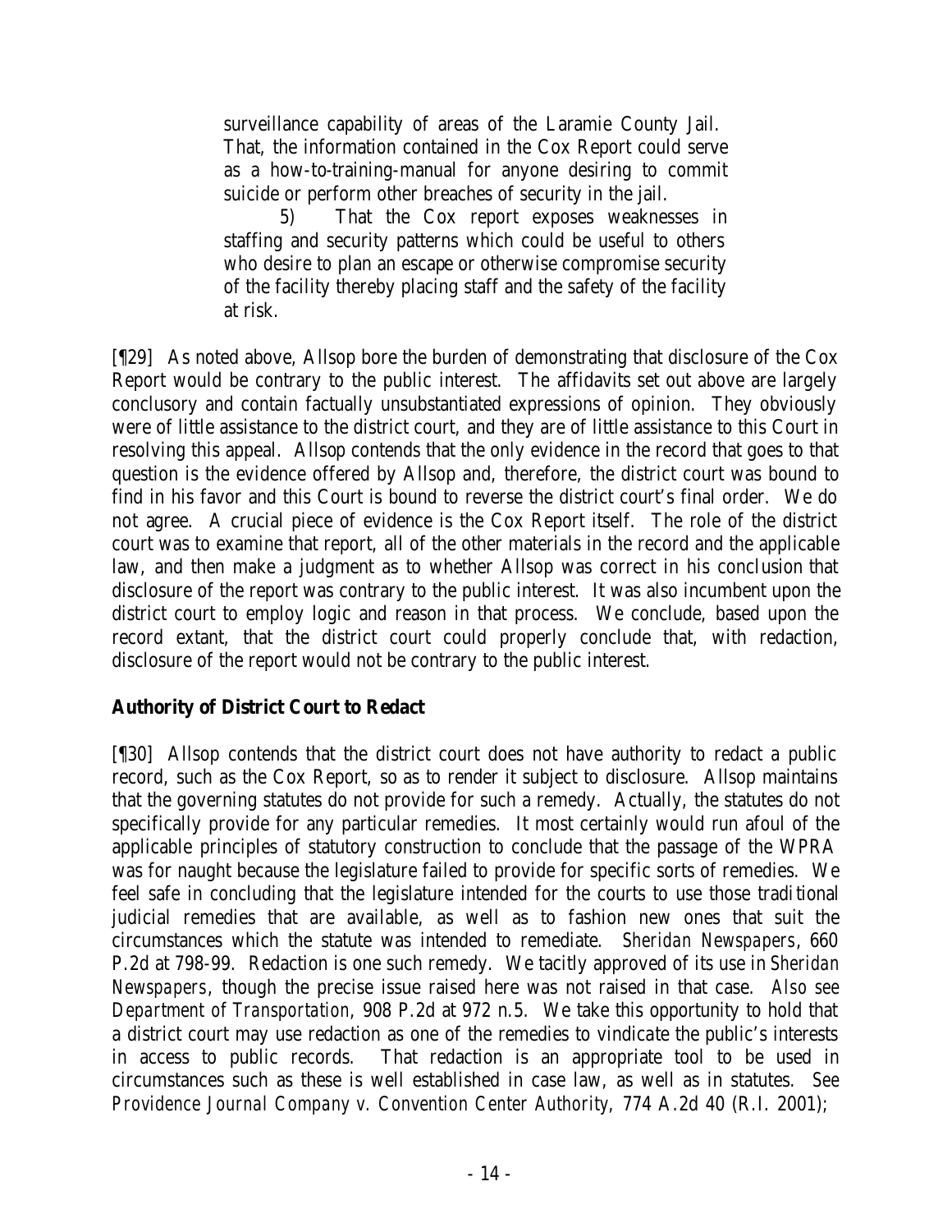> surveillance capability of areas of the Laramie County Jail. That, the information contained in the Cox Report could serve as a how-to-training-manual for anyone desiring to commit suicide or perform other breaches of security in the jail.
>
> 5) That the Cox report exposes weaknesses in staffing and security patterns which could be useful to others who desire to plan an escape or otherwise compromise security of the facility thereby placing staff and the safety of the facility at risk.

[¶29] As noted above, Allsop bore the burden of demonstrating that disclosure of the Cox Report would be contrary to the public interest. The affidavits set out above are largely conclusory and contain factually unsubstantiated expressions of opinion. They obviously were of little assistance to the district court, and they are of little assistance to this Court in resolving this appeal. Allsop contends that the only evidence in the record that goes to that question is the evidence offered by Allsop and, therefore, the district court was bound to find in his favor and this Court is bound to reverse the district court's final order. We do not agree. A crucial piece of evidence is the Cox Report itself. The role of the district court was to examine that report, all of the other materials in the record and the applicable law, and then make a judgment as to whether Allsop was correct in his conclusion that disclosure of the report was contrary to the public interest. It was also incumbent upon the district court to employ logic and reason in that process. We conclude, based upon the record extant, that the district court could properly conclude that, with redaction, disclosure of the report would not be contrary to the public interest.

**Authority of District Court to Redact**

[¶30] Allsop contends that the district court does not have authority to redact a public record, such as the Cox Report, so as to render it subject to disclosure. Allsop maintains that the governing statutes do not provide for such a remedy. Actually, the statutes do not specifically provide for any particular remedies. It most certainly would run afoul of the applicable principles of statutory construction to conclude that the passage of the WPRA was for naught because the legislature failed to provide for specific sorts of remedies. We feel safe in concluding that the legislature intended for the courts to use those traditional judicial remedies that are available, as well as to fashion new ones that suit the circumstances which the statute was intended to remediate. *Sheridan Newspapers*, 660 P.2d at 798-99. Redaction is one such remedy. We tacitly approved of its use in *Sheridan Newspapers*, though the precise issue raised here was not raised in that case. *Also see Department of Transportation*, 908 P.2d at 972 n.5. We take this opportunity to hold that a district court may use redaction as one of the remedies to vindicate the public's interests in access to public records. That redaction is an appropriate tool to be used in circumstances such as these is well established in case law, as well as in statutes. *See Providence Journal Company v. Convention Center Authority*, 774 A.2d 40 (R.I. 2001);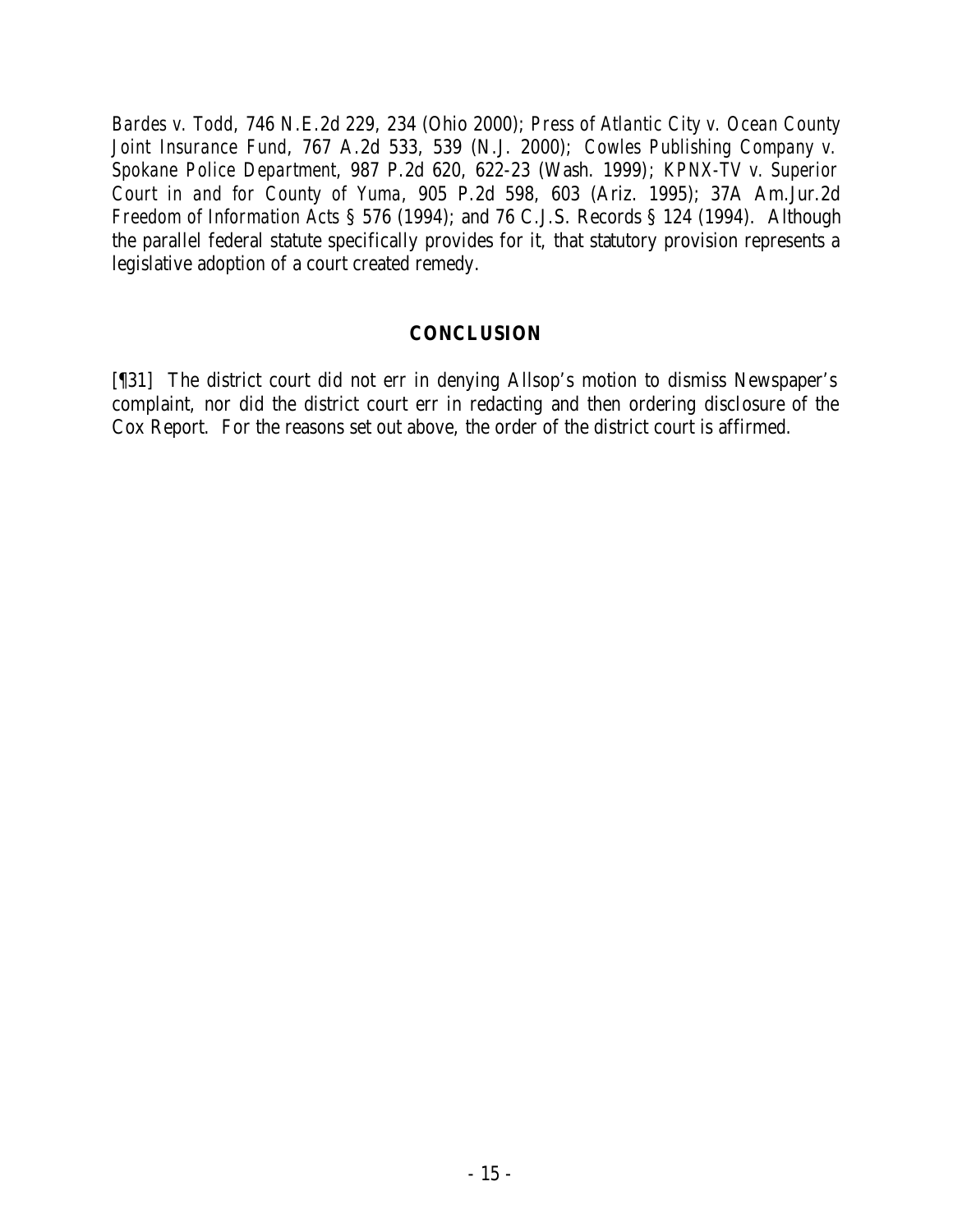*Bardes v. Todd*, 746 N.E.2d 229, 234 (Ohio 2000); *Press of Atlantic City v. Ocean County Joint Insurance Fund*, 767 A.2d 533, 539 (N.J. 2000); *Cowles Publishing Company v. Spokane Police Department*, 987 P.2d 620, 622-23 (Wash. 1999); *KPNX-TV v. Superior Court in and for County of Yuma*, 905 P.2d 598, 603 (Ariz. 1995); 37A Am.Jur.2d *Freedom of Information Acts* § 576 (1994); and 76 C.J.S. Records § 124 (1994). Although the parallel federal statute specifically provides for it, that statutory provision represents a legislative adoption of a court created remedy.

## CONCLUSION

[¶31] The district court did not err in denying Allsop's motion to dismiss Newspaper's complaint, nor did the district court err in redacting and then ordering disclosure of the Cox Report. For the reasons set out above, the order of the district court is affirmed.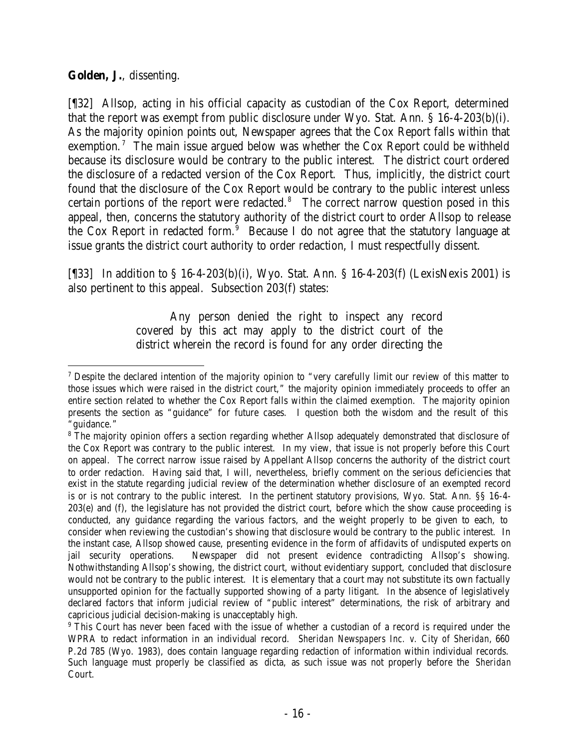**Golden, J.**, dissenting.

[¶32] Allsop, acting in his official capacity as custodian of the Cox Report, determined that the report was exempt from public disclosure under Wyo. Stat. Ann. § 16-4-203(b)(i). As the majority opinion points out, Newspaper agrees that the Cox Report falls within that exemption.[7] The main issue argued below was whether the Cox Report could be withheld because its disclosure would be contrary to the public interest. The district court ordered the disclosure of a redacted version of the Cox Report. Thus, implicitly, the district court found that the disclosure of the Cox Report would be contrary to the public interest unless certain portions of the report were redacted.[8] The correct narrow question posed in this appeal, then, concerns the statutory authority of the district court to order Allsop to release the Cox Report in redacted form.[9] Because I do not agree that the statutory language at issue grants the district court authority to order redaction, I must respectfully dissent.

[¶33] In addition to § 16-4-203(b)(i), Wyo. Stat. Ann. § 16-4-203(f) (LexisNexis 2001) is also pertinent to this appeal. Subsection 203(f) states:

> Any person denied the right to inspect any record covered by this act may apply to the district court of the district wherein the record is found for any order directing the

---

[7] Despite the declared intention of the majority opinion to "very carefully limit our review of this matter to those issues which were raised in the district court," the majority opinion immediately proceeds to offer an entire section related to whether the Cox Report falls within the claimed exemption. The majority opinion presents the section as "guidance" for future cases. I question both the wisdom and the result of this "guidance."

[8] The majority opinion offers a section regarding whether Allsop adequately demonstrated that disclosure of the Cox Report was contrary to the public interest. In my view, that issue is not properly before this Court on appeal. The correct narrow issue raised by Appellant Allsop concerns the authority of the district court to order redaction. Having said that, I will, nevertheless, briefly comment on the serious deficiencies that exist in the statute regarding judicial review of the determination whether disclosure of an exempted record is or is not contrary to the public interest. In the pertinent statutory provisions, Wyo. Stat. Ann. §§ 16-4-203(e) and (f), the legislature has not provided the district court, before which the show cause proceeding is conducted, any guidance regarding the various factors, and the weight properly to be given to each, to consider when reviewing the custodian's showing that disclosure would be contrary to the public interest. In the instant case, Allsop showed cause, presenting evidence in the form of affidavits of undisputed experts on jail security operations. Newspaper did not present evidence contradicting Allsop's showing. Nothwithstanding Allsop's showing, the district court, without evidentiary support, concluded that disclosure would not be contrary to the public interest. It is elementary that a court may not substitute its own factually unsupported opinion for the factually supported showing of a party litigant. In the absence of legislatively declared factors that inform judicial review of "public interest" determinations, the risk of arbitrary and capricious judicial decision-making is unacceptably high.

[9] This Court has never been faced with the issue of whether a custodian of a record is required under the WPRA to redact information in an individual record. *Sheridan Newspapers Inc. v. City of Sheridan*, 660 P.2d 785 (Wyo. 1983), does contain language regarding redaction of information within individual records. Such language must properly be classified as *dicta*, as such issue was not properly before the *Sheridan* Court.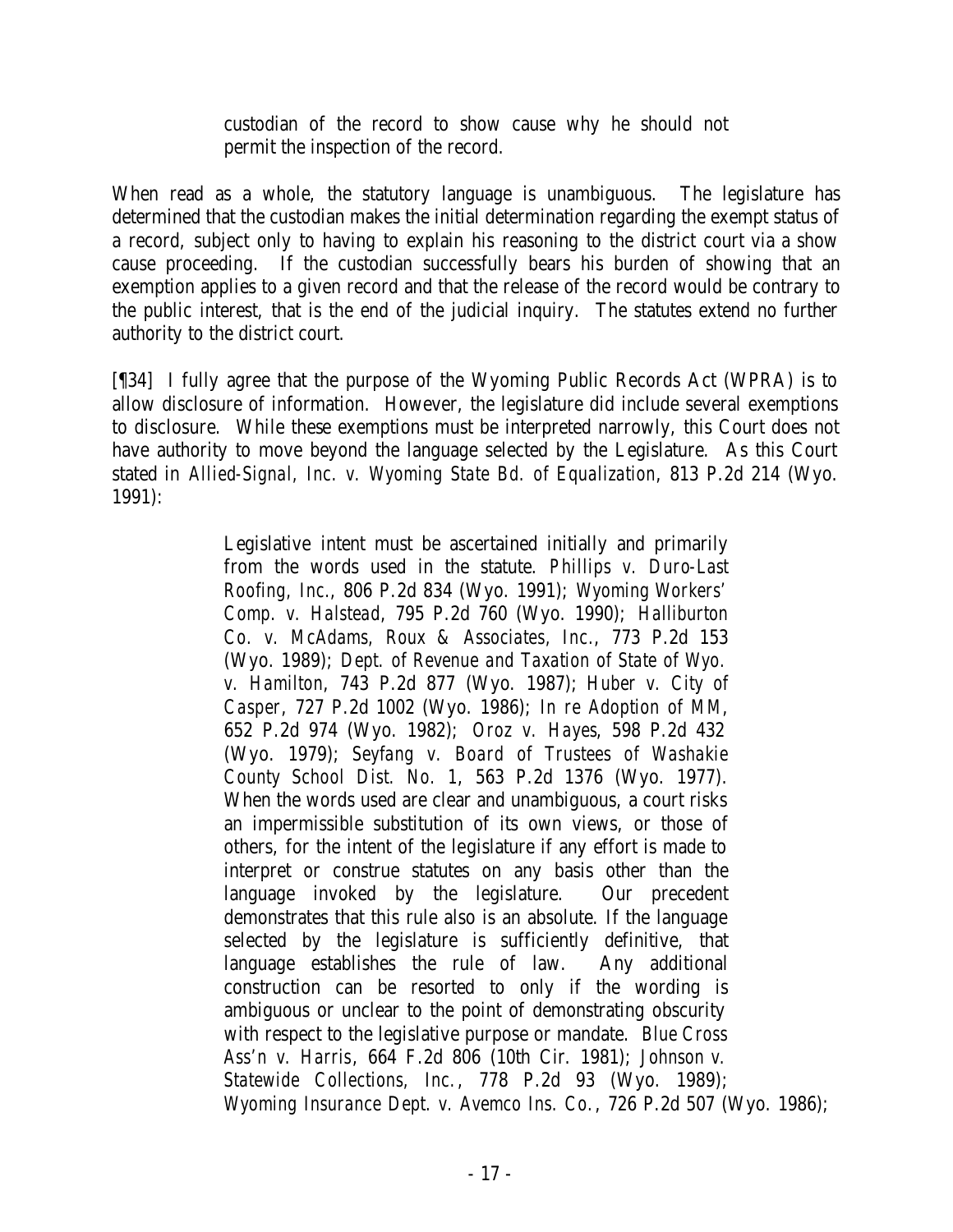> custodian of the record to show cause why he should not permit the inspection of the record.

When read as a whole, the statutory language is unambiguous. The legislature has determined that the custodian makes the initial determination regarding the exempt status of a record, subject only to having to explain his reasoning to the district court via a show cause proceeding. If the custodian successfully bears his burden of showing that an exemption applies to a given record and that the release of the record would be contrary to the public interest, that is the end of the judicial inquiry. The statutes extend no further authority to the district court.

[¶34] I fully agree that the purpose of the Wyoming Public Records Act (WPRA) is to allow disclosure of information. However, the legislature did include several exemptions to disclosure. While these exemptions must be interpreted narrowly, this Court does not have authority to move beyond the language selected by the Legislature. As this Court stated in *Allied-Signal, Inc. v. Wyoming State Bd. of Equalization*, 813 P.2d 214 (Wyo. 1991):

> Legislative intent must be ascertained initially and primarily from the words used in the statute. *Phillips v. Duro-Last Roofing, Inc.*, 806 P.2d 834 (Wyo. 1991); *Wyoming Workers' Comp. v. Halstead*, 795 P.2d 760 (Wyo. 1990); *Halliburton Co. v. McAdams, Roux & Associates, Inc.*, 773 P.2d 153 (Wyo. 1989); *Dept. of Revenue and Taxation of State of Wyo. v. Hamilton*, 743 P.2d 877 (Wyo. 1987); *Huber v. City of Casper*, 727 P.2d 1002 (Wyo. 1986); *In re Adoption of MM*, 652 P.2d 974 (Wyo. 1982); *Oroz v. Hayes*, 598 P.2d 432 (Wyo. 1979); *Seyfang v. Board of Trustees of Washakie County School Dist. No. 1*, 563 P.2d 1376 (Wyo. 1977). When the words used are clear and unambiguous, a court risks an impermissible substitution of its own views, or those of others, for the intent of the legislature if any effort is made to interpret or construe statutes on any basis other than the language invoked by the legislature. Our precedent demonstrates that this rule also is an absolute. If the language selected by the legislature is sufficiently definitive, that language establishes the rule of law. Any additional construction can be resorted to only if the wording is ambiguous or unclear to the point of demonstrating obscurity with respect to the legislative purpose or mandate. *Blue Cross Ass'n v. Harris*, 664 F.2d 806 (10th Cir. 1981); *Johnson v. Statewide Collections, Inc.*, 778 P.2d 93 (Wyo. 1989); *Wyoming Insurance Dept. v. Avemco Ins. Co.*, 726 P.2d 507 (Wyo. 1986);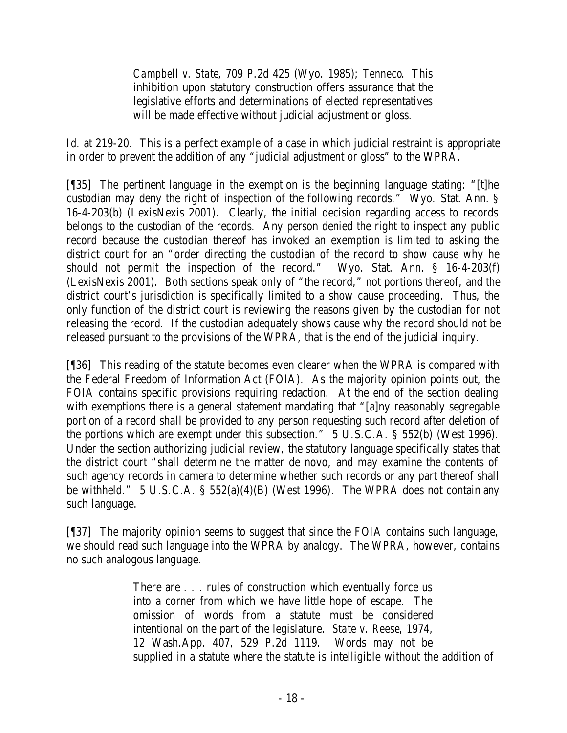> *Campbell v. State*, 709 P.2d 425 (Wyo. 1985); *Tenneco*. This inhibition upon statutory construction offers assurance that the legislative efforts and determinations of elected representatives will be made effective without judicial adjustment or gloss.

*Id.* at 219-20. This is a perfect example of a case in which judicial restraint is appropriate in order to prevent the addition of any "judicial adjustment or gloss" to the WPRA.

[¶35] The pertinent language in the exemption is the beginning language stating: "[t]he custodian may deny the right of inspection of the following records." Wyo. Stat. Ann. § 16-4-203(b) (LexisNexis 2001). Clearly, the initial decision regarding access to records belongs to the custodian of the records. Any person denied the right to inspect any public record because the custodian thereof has invoked an exemption is limited to asking the district court for an "order directing the custodian of the record to show cause why he should not permit the inspection of the record." Wyo. Stat. Ann. § 16-4-203(f) (LexisNexis 2001). Both sections speak only of "the record," not portions thereof, and the district court's jurisdiction is specifically limited to a show cause proceeding. Thus, the only function of the district court is reviewing the reasons given by the custodian for not releasing the record. If the custodian adequately shows cause why the record should not be released pursuant to the provisions of the WPRA, that is the end of the judicial inquiry.

[¶36] This reading of the statute becomes even clearer when the WPRA is compared with the Federal Freedom of Information Act (FOIA). As the majority opinion points out, the FOIA contains specific provisions requiring redaction. At the end of the section dealing with exemptions there is a general statement mandating that "[a]ny reasonably segregable portion of a record shall be provided to any person requesting such record after deletion of the portions which are exempt under this subsection." 5 U.S.C.A. § 552(b) (West 1996). Under the section authorizing judicial review, the statutory language specifically states that the district court "shall determine the matter de novo, and may examine the contents of such agency records in camera to determine whether such records or any part thereof shall be withheld." 5 U.S.C.A. § 552(a)(4)(B) (West 1996). The WPRA does not contain any such language.

[¶37] The majority opinion seems to suggest that since the FOIA contains such language, we should read such language into the WPRA by analogy. The WPRA, however, contains no such analogous language.

> There are . . . rules of construction which eventually force us into a corner from which we have little hope of escape. The omission of words from a statute must be considered intentional on the part of the legislature. *State v. Reese*, 1974, 12 Wash.App. 407, 529 P.2d 1119. Words may not be supplied in a statute where the statute is intelligible without the addition of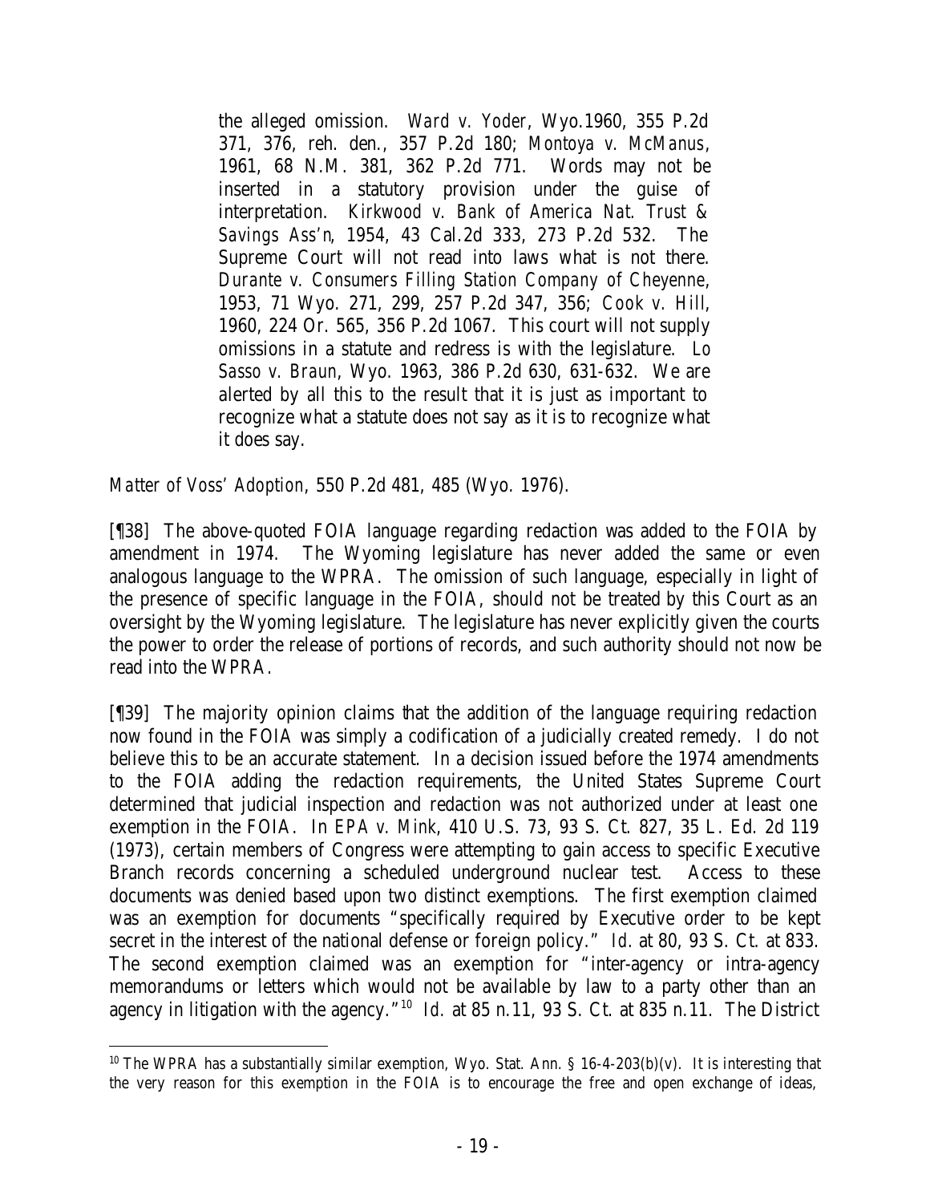> the alleged omission. *Ward v. Yoder*, Wyo.1960, 355 P.2d 371, 376, reh. den., 357 P.2d 180; *Montoya v. McManus*, 1961, 68 N.M. 381, 362 P.2d 771. Words may not be inserted in a statutory provision under the guise of interpretation. *Kirkwood v. Bank of America Nat. Trust & Savings Ass'n*, 1954, 43 Cal.2d 333, 273 P.2d 532. The Supreme Court will not read into laws what is not there. *Durante v. Consumers Filling Station Company of Cheyenne*, 1953, 71 Wyo. 271, 299, 257 P.2d 347, 356; *Cook v. Hill*, 1960, 224 Or. 565, 356 P.2d 1067. This court will not supply omissions in a statute and redress is with the legislature. *Lo Sasso v. Braun*, Wyo. 1963, 386 P.2d 630, 631-632. We are alerted by all this to the result that it is just as important to recognize what a statute does not say as it is to recognize what it does say.

*Matter of Voss' Adoption*, 550 P.2d 481, 485 (Wyo. 1976).

[¶38] The above-quoted FOIA language regarding redaction was added to the FOIA by amendment in 1974. The Wyoming legislature has never added the same or even analogous language to the WPRA. The omission of such language, especially in light of the presence of specific language in the FOIA, should not be treated by this Court as an oversight by the Wyoming legislature. The legislature has never explicitly given the courts the power to order the release of portions of records, and such authority should not now be read into the WPRA.

[¶39] The majority opinion claims that the addition of the language requiring redaction now found in the FOIA was simply a codification of a judicially created remedy. I do not believe this to be an accurate statement. In a decision issued before the 1974 amendments to the FOIA adding the redaction requirements, the United States Supreme Court determined that judicial inspection and redaction was not authorized under at least one exemption in the FOIA. In *EPA v. Mink*, 410 U.S. 73, 93 S. Ct. 827, 35 L. Ed. 2d 119 (1973), certain members of Congress were attempting to gain access to specific Executive Branch records concerning a scheduled underground nuclear test. Access to these documents was denied based upon two distinct exemptions. The first exemption claimed was an exemption for documents "specifically required by Executive order to be kept secret in the interest of the national defense or foreign policy." *Id.* at 80, 93 S. Ct. at 833. The second exemption claimed was an exemption for "inter-agency or intra-agency memorandums or letters which would not be available by law to a party other than an agency in litigation with the agency."[10] *Id.* at 85 n.11, 93 S. Ct. at 835 n.11. The District

[10] The WPRA has a substantially similar exemption, Wyo. Stat. Ann. § 16-4-203(b)(v). It is interesting that the very reason for this exemption in the FOIA is to encourage the free and open exchange of ideas,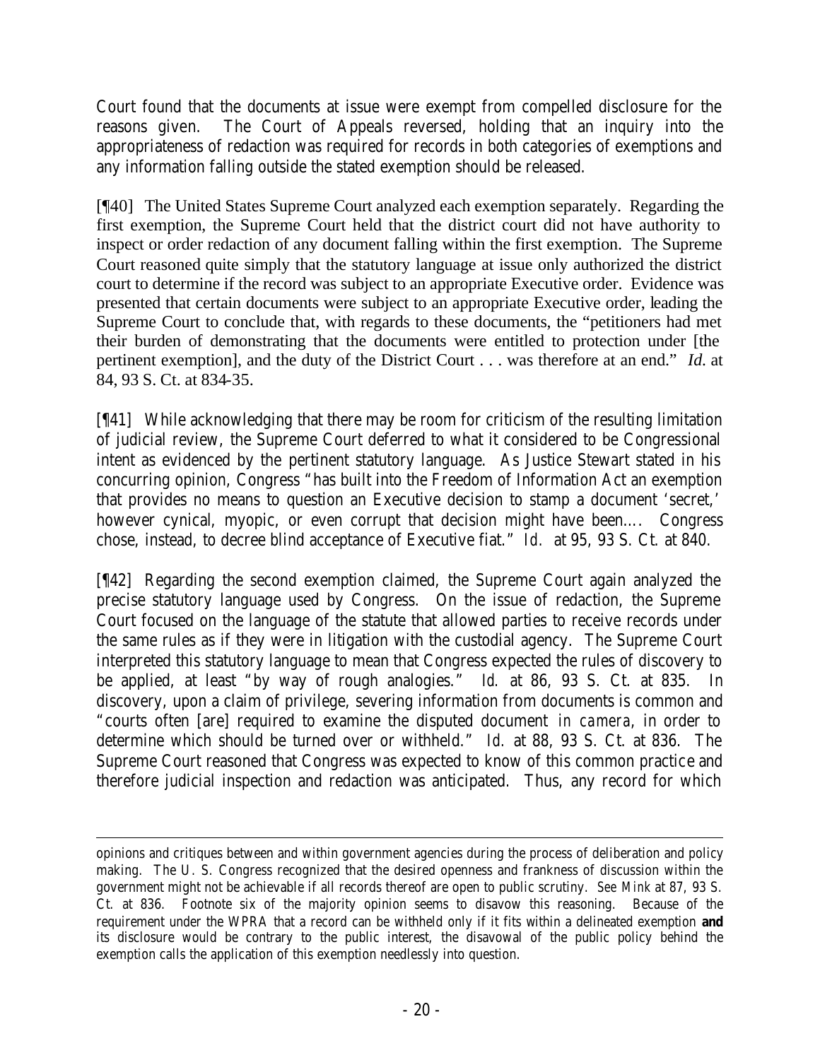Court found that the documents at issue were exempt from compelled disclosure for the reasons given. The Court of Appeals reversed, holding that an inquiry into the appropriateness of redaction was required for records in both categories of exemptions and any information falling outside the stated exemption should be released.

[¶40] The United States Supreme Court analyzed each exemption separately. Regarding the first exemption, the Supreme Court held that the district court did not have authority to inspect or order redaction of any document falling within the first exemption. The Supreme Court reasoned quite simply that the statutory language at issue only authorized the district court to determine if the record was subject to an appropriate Executive order. Evidence was presented that certain documents were subject to an appropriate Executive order, leading the Supreme Court to conclude that, with regards to these documents, the "petitioners had met their burden of demonstrating that the documents were entitled to protection under [the pertinent exemption], and the duty of the District Court . . . was therefore at an end." *Id.* at 84, 93 S. Ct. at 834-35.

[¶41] While acknowledging that there may be room for criticism of the resulting limitation of judicial review, the Supreme Court deferred to what it considered to be Congressional intent as evidenced by the pertinent statutory language. As Justice Stewart stated in his concurring opinion, Congress "has built into the Freedom of Information Act an exemption that provides no means to question an Executive decision to stamp a document 'secret,' however cynical, myopic, or even corrupt that decision might have been.... Congress chose, instead, to decree blind acceptance of Executive fiat." *Id.* at 95, 93 S. Ct. at 840.

[¶42] Regarding the second exemption claimed, the Supreme Court again analyzed the precise statutory language used by Congress. On the issue of redaction, the Supreme Court focused on the language of the statute that allowed parties to receive records under the same rules as if they were in litigation with the custodial agency. The Supreme Court interpreted this statutory language to mean that Congress expected the rules of discovery to be applied, at least "by way of rough analogies." *Id.* at 86, 93 S. Ct. at 835. In discovery, upon a claim of privilege, severing information from documents is common and "courts often [are] required to examine the disputed document *in camera*, in order to determine which should be turned over or withheld." *Id.* at 88, 93 S. Ct. at 836. The Supreme Court reasoned that Congress was expected to know of this common practice and therefore judicial inspection and redaction was anticipated. Thus, any record for which

---

opinions and critiques between and within government agencies during the process of deliberation and policy making. The U. S. Congress recognized that the desired openness and frankness of discussion within the government might not be achievable if all records thereof are open to public scrutiny. *See Mink* at 87, 93 S. Ct. at 836. Footnote six of the majority opinion seems to disavow this reasoning. Because of the requirement under the WPRA that a record can be withheld only if it fits within a delineated exemption **and** its disclosure would be contrary to the public interest, the disavowal of the public policy behind the exemption calls the application of this exemption needlessly into question.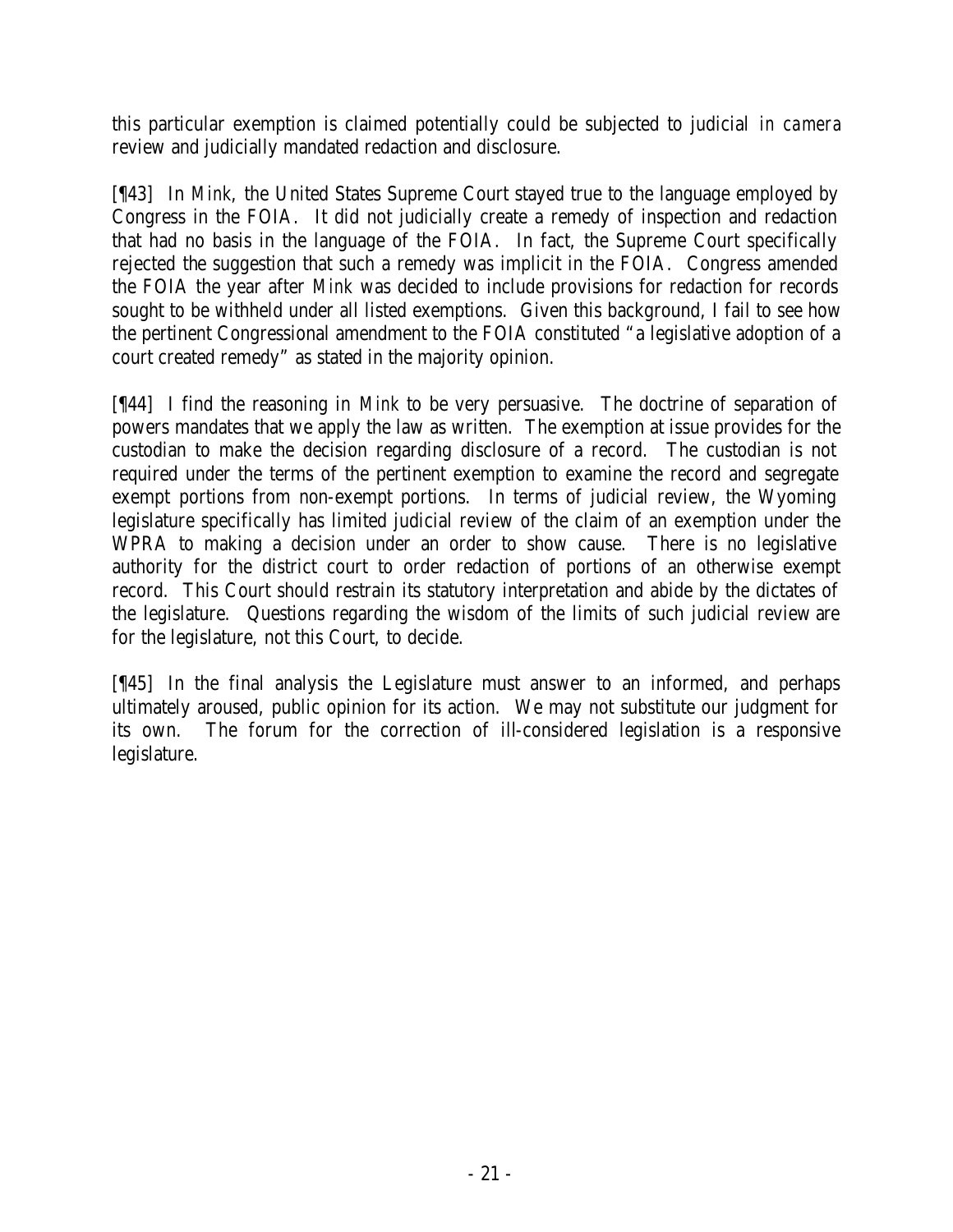this particular exemption is claimed potentially could be subjected to judicial *in camera* review and judicially mandated redaction and disclosure.

[¶43] In *Mink*, the United States Supreme Court stayed true to the language employed by Congress in the FOIA. It did not judicially create a remedy of inspection and redaction that had no basis in the language of the FOIA. In fact, the Supreme Court specifically rejected the suggestion that such a remedy was implicit in the FOIA. Congress amended the FOIA the year after *Mink* was decided to include provisions for redaction for records sought to be withheld under all listed exemptions. Given this background, I fail to see how the pertinent Congressional amendment to the FOIA constituted "a legislative adoption of a court created remedy" as stated in the majority opinion.

[¶44] I find the reasoning in *Mink* to be very persuasive. The doctrine of separation of powers mandates that we apply the law as written. The exemption at issue provides for the custodian to make the decision regarding disclosure of a record. The custodian is not required under the terms of the pertinent exemption to examine the record and segregate exempt portions from non-exempt portions. In terms of judicial review, the Wyoming legislature specifically has limited judicial review of the claim of an exemption under the WPRA to making a decision under an order to show cause. There is no legislative authority for the district court to order redaction of portions of an otherwise exempt record. This Court should restrain its statutory interpretation and abide by the dictates of the legislature. Questions regarding the wisdom of the limits of such judicial review are for the legislature, not this Court, to decide.

[¶45] In the final analysis the Legislature must answer to an informed, and perhaps ultimately aroused, public opinion for its action. We may not substitute our judgment for its own. The forum for the correction of ill-considered legislation is a responsive legislature.